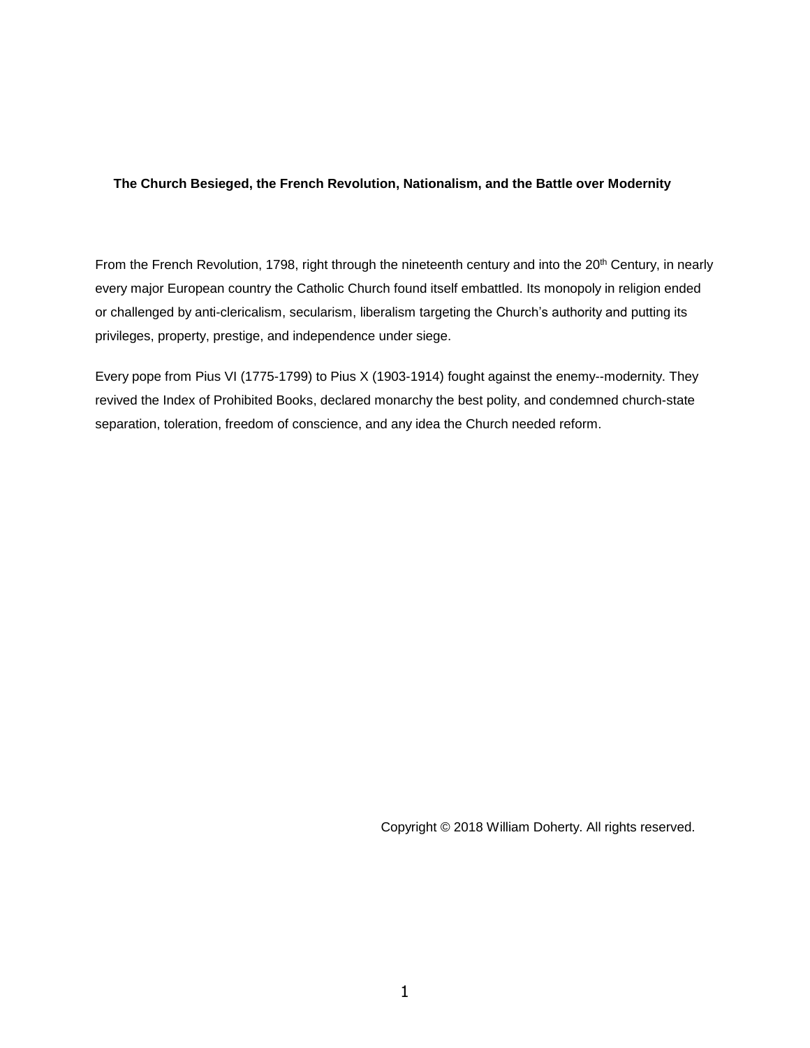## The Church Besieged, the French Revolution, Nationalism, and the Battle over Modernity

From the French Revolution, 1798, right through the nineteenth century and into the 20th Century, in nearly every major European country the Catholic Church found itself embattled. Its monopoly in religion ended or challenged by anti-clericalism, secularism, liberalism targeting the Church's authority and putting its privileges, property, prestige, and independence under siege.

Every pope from Pius VI (1775-1799) to Pius X (1903-1914) fought against the enemy--modernity. They revived the Index of Prohibited Books, declared monarchy the best polity, and condemned church-state separation, toleration, freedom of conscience, and any idea the Church needed reform.

Copyright © 2018 William Doherty. All rights reserved.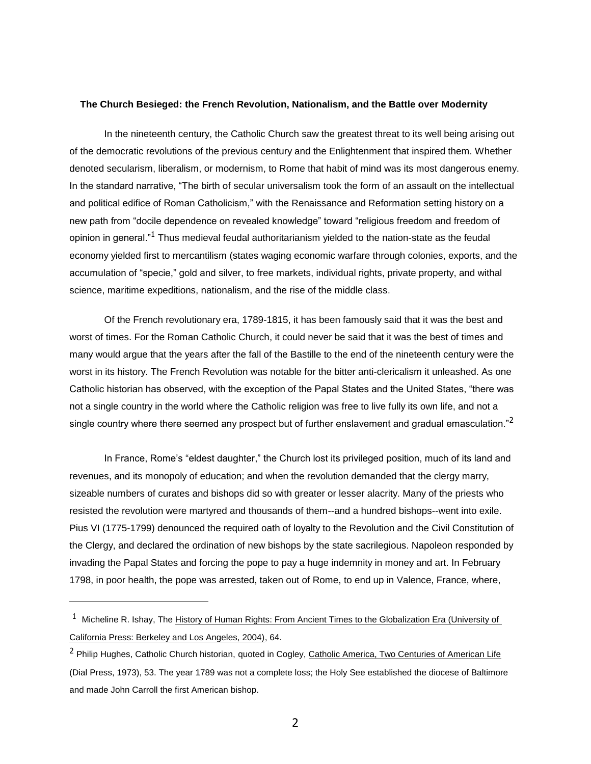**The Church Besieged: the French Revolution, Nationalism, and the Battle over Modernity**

In the nineteenth century, the Catholic Church saw the greatest threat to its well being arising out of the democratic revolutions of the previous century and the Enlightenment that inspired them. Whether denoted secularism, liberalism, or modernism, to Rome that habit of mind was its most dangerous enemy. In the standard narrative, "The birth of secular universalism took the form of an assault on the intellectual and political edifice of Roman Catholicism," with the Renaissance and Reformation setting history on a new path from "docile dependence on revealed knowledge" toward "religious freedom and freedom of opinion in general."[1] Thus medieval feudal authoritarianism yielded to the nation-state as the feudal economy yielded first to mercantilism (states waging economic warfare through colonies, exports, and the accumulation of "specie," gold and silver, to free markets, individual rights, private property, and withal science, maritime expeditions, nationalism, and the rise of the middle class.

Of the French revolutionary era, 1789-1815, it has been famously said that it was the best and worst of times. For the Roman Catholic Church, it could never be said that it was the best of times and many would argue that the years after the fall of the Bastille to the end of the nineteenth century were the worst in its history. The French Revolution was notable for the bitter anti-clericalism it unleashed. As one Catholic historian has observed, with the exception of the Papal States and the United States, "there was not a single country in the world where the Catholic religion was free to live fully its own life, and not a single country where there seemed any prospect but of further enslavement and gradual emasculation."[2]

In France, Rome's "eldest daughter," the Church lost its privileged position, much of its land and revenues, and its monopoly of education; and when the revolution demanded that the clergy marry, sizeable numbers of curates and bishops did so with greater or lesser alacrity. Many of the priests who resisted the revolution were martyred and thousands of them--and a hundred bishops--went into exile. Pius VI (1775-1799) denounced the required oath of loyalty to the Revolution and the Civil Constitution of the Clergy, and declared the ordination of new bishops by the state sacrilegious. Napoleon responded by invading the Papal States and forcing the pope to pay a huge indemnity in money and art. In February 1798, in poor health, the pope was arrested, taken out of Rome, to end up in Valence, France, where,

---

[1] Micheline R. Ishay, The History of Human Rights: From Ancient Times to the Globalization Era (University of California Press: Berkeley and Los Angeles, 2004), 64.

[2] Philip Hughes, Catholic Church historian, quoted in Cogley, Catholic America, Two Centuries of American Life (Dial Press, 1973), 53. The year 1789 was not a complete loss; the Holy See established the diocese of Baltimore and made John Carroll the first American bishop.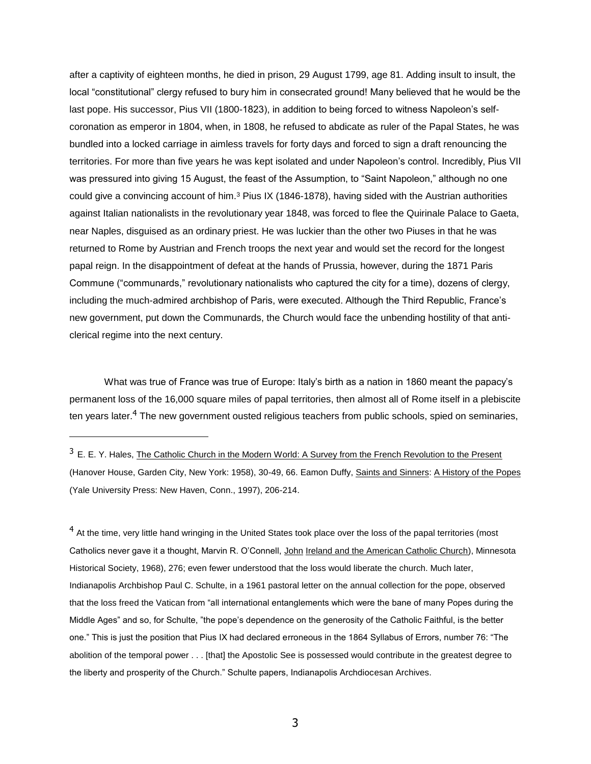after a captivity of eighteen months, he died in prison, 29 August 1799, age 81. Adding insult to insult, the local "constitutional" clergy refused to bury him in consecrated ground! Many believed that he would be the last pope. His successor, Pius VII (1800-1823), in addition to being forced to witness Napoleon's self-coronation as emperor in 1804, when, in 1808, he refused to abdicate as ruler of the Papal States, he was bundled into a locked carriage in aimless travels for forty days and forced to sign a draft renouncing the territories. For more than five years he was kept isolated and under Napoleon's control. Incredibly, Pius VII was pressured into giving 15 August, the feast of the Assumption, to "Saint Napoleon," although no one could give a convincing account of him.[3] Pius IX (1846-1878), having sided with the Austrian authorities against Italian nationalists in the revolutionary year 1848, was forced to flee the Quirinale Palace to Gaeta, near Naples, disguised as an ordinary priest. He was luckier than the other two Piuses in that he was returned to Rome by Austrian and French troops the next year and would set the record for the longest papal reign. In the disappointment of defeat at the hands of Prussia, however, during the 1871 Paris Commune ("communards," revolutionary nationalists who captured the city for a time), dozens of clergy, including the much-admired archbishop of Paris, were executed. Although the Third Republic, France's new government, put down the Communards, the Church would face the unbending hostility of that anti-clerical regime into the next century.

What was true of France was true of Europe: Italy's birth as a nation in 1860 meant the papacy's permanent loss of the 16,000 square miles of papal territories, then almost all of Rome itself in a plebiscite ten years later.[4] The new government ousted religious teachers from public schools, spied on seminaries,

---

[3] E. E. Y. Hales, The Catholic Church in the Modern World: A Survey from the French Revolution to the Present (Hanover House, Garden City, New York: 1958), 30-49, 66. Eamon Duffy, Saints and Sinners: A History of the Popes (Yale University Press: New Haven, Conn., 1997), 206-214.

[4] At the time, very little hand wringing in the United States took place over the loss of the papal territories (most Catholics never gave it a thought, Marvin R. O'Connell, John Ireland and the American Catholic Church), Minnesota Historical Society, 1968), 276; even fewer understood that the loss would liberate the church. Much later, Indianapolis Archbishop Paul C. Schulte, in a 1961 pastoral letter on the annual collection for the pope, observed that the loss freed the Vatican from "all international entanglements which were the bane of many Popes during the Middle Ages" and so, for Schulte, "the pope's dependence on the generosity of the Catholic Faithful, is the better one." This is just the position that Pius IX had declared erroneous in the 1864 Syllabus of Errors, number 76: "The abolition of the temporal power . . . [that] the Apostolic See is possessed would contribute in the greatest degree to the liberty and prosperity of the Church." Schulte papers, Indianapolis Archdiocesan Archives.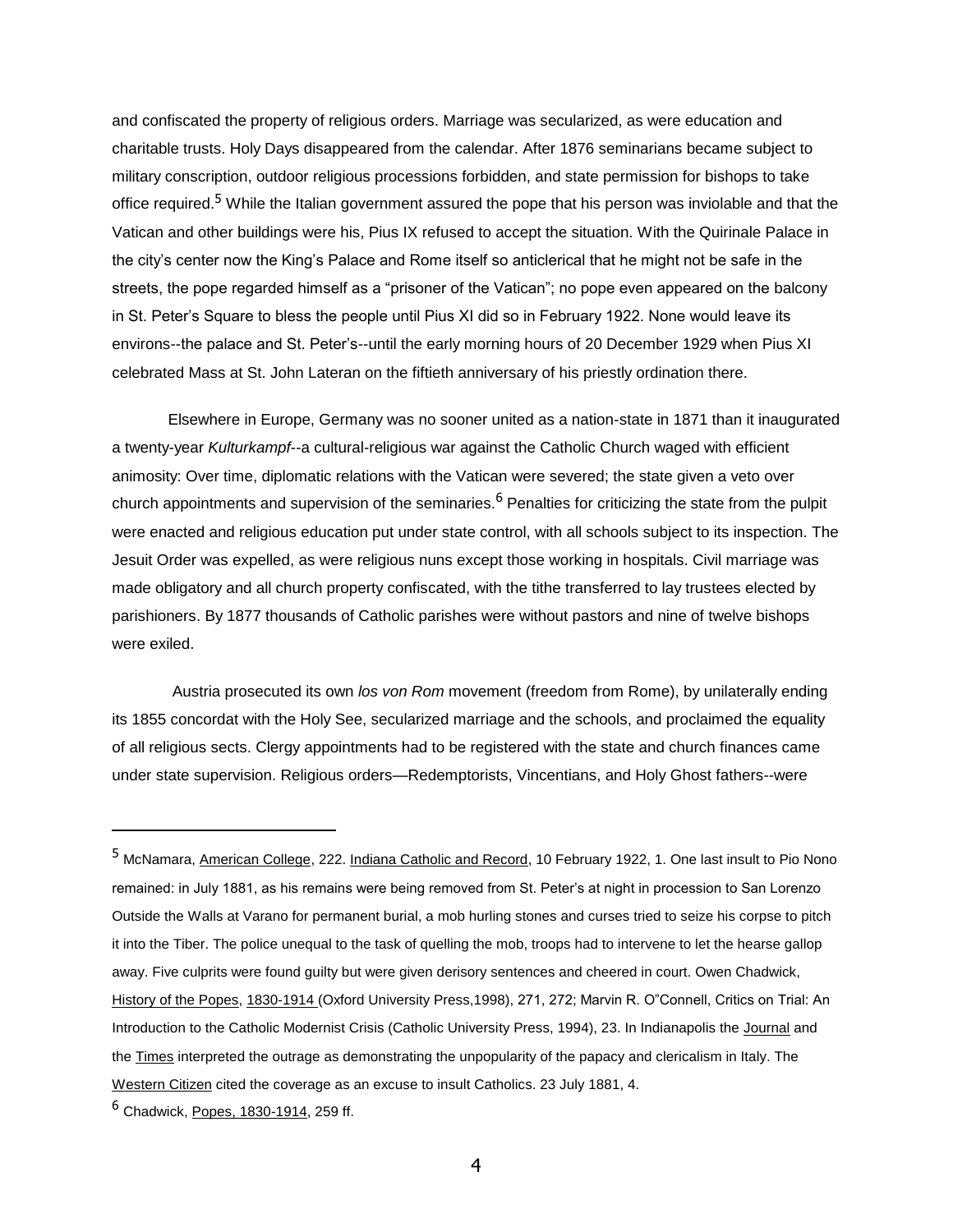and confiscated the property of religious orders. Marriage was secularized, as were education and charitable trusts. Holy Days disappeared from the calendar. After 1876 seminarians became subject to military conscription, outdoor religious processions forbidden, and state permission for bishops to take office required.[5] While the Italian government assured the pope that his person was inviolable and that the Vatican and other buildings were his, Pius IX refused to accept the situation. With the Quirinale Palace in the city's center now the King's Palace and Rome itself so anticlerical that he might not be safe in the streets, the pope regarded himself as a "prisoner of the Vatican"; no pope even appeared on the balcony in St. Peter's Square to bless the people until Pius XI did so in February 1922. None would leave its environs--the palace and St. Peter's--until the early morning hours of 20 December 1929 when Pius XI celebrated Mass at St. John Lateran on the fiftieth anniversary of his priestly ordination there.

Elsewhere in Europe, Germany was no sooner united as a nation-state in 1871 than it inaugurated a twenty-year *Kulturkampf*--a cultural-religious war against the Catholic Church waged with efficient animosity: Over time, diplomatic relations with the Vatican were severed; the state given a veto over church appointments and supervision of the seminaries.[6] Penalties for criticizing the state from the pulpit were enacted and religious education put under state control, with all schools subject to its inspection. The Jesuit Order was expelled, as were religious nuns except those working in hospitals. Civil marriage was made obligatory and all church property confiscated, with the tithe transferred to lay trustees elected by parishioners. By 1877 thousands of Catholic parishes were without pastors and nine of twelve bishops were exiled.

Austria prosecuted its own *los von Rom* movement (freedom from Rome), by unilaterally ending its 1855 concordat with the Holy See, secularized marriage and the schools, and proclaimed the equality of all religious sects. Clergy appointments had to be registered with the state and church finances came under state supervision. Religious orders—Redemptorists, Vincentians, and Holy Ghost fathers--were

---

[5] McNamara, American College, 222. Indiana Catholic and Record, 10 February 1922, 1. One last insult to Pio Nono remained: in July 1881, as his remains were being removed from St. Peter's at night in procession to San Lorenzo Outside the Walls at Varano for permanent burial, a mob hurling stones and curses tried to seize his corpse to pitch it into the Tiber. The police unequal to the task of quelling the mob, troops had to intervene to let the hearse gallop away. Five culprits were found guilty but were given derisory sentences and cheered in court. Owen Chadwick, History of the Popes, 1830-1914 (Oxford University Press,1998), 271, 272; Marvin R. O"Connell, Critics on Trial: An Introduction to the Catholic Modernist Crisis (Catholic University Press, 1994), 23. In Indianapolis the Journal and the Times interpreted the outrage as demonstrating the unpopularity of the papacy and clericalism in Italy. The Western Citizen cited the coverage as an excuse to insult Catholics. 23 July 1881, 4.

[6] Chadwick, Popes, 1830-1914, 259 ff.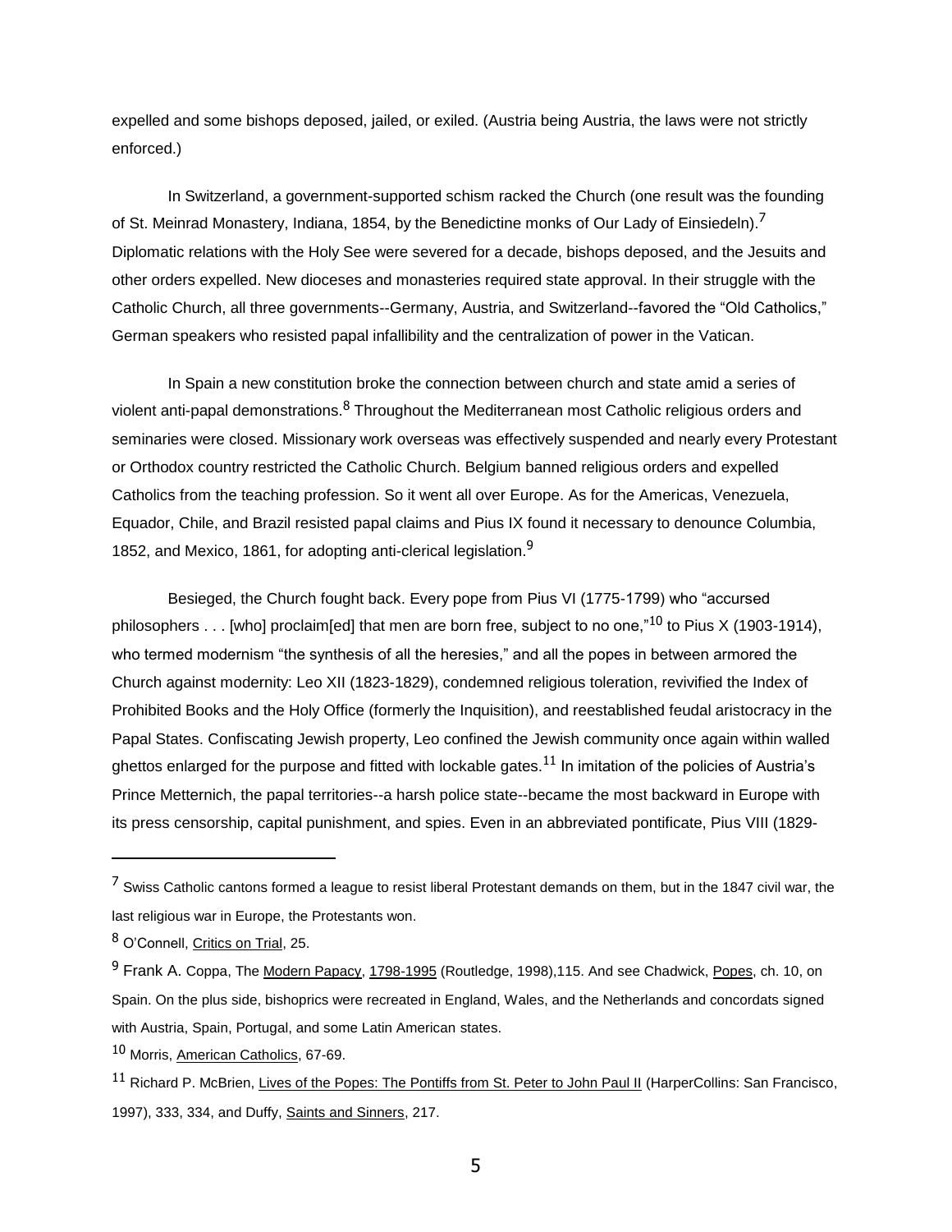expelled and some bishops deposed, jailed, or exiled. (Austria being Austria, the laws were not strictly enforced.)

In Switzerland, a government-supported schism racked the Church (one result was the founding of St. Meinrad Monastery, Indiana, 1854, by the Benedictine monks of Our Lady of Einsiedeln).[7] Diplomatic relations with the Holy See were severed for a decade, bishops deposed, and the Jesuits and other orders expelled. New dioceses and monasteries required state approval. In their struggle with the Catholic Church, all three governments--Germany, Austria, and Switzerland--favored the "Old Catholics," German speakers who resisted papal infallibility and the centralization of power in the Vatican.

In Spain a new constitution broke the connection between church and state amid a series of violent anti-papal demonstrations.[8] Throughout the Mediterranean most Catholic religious orders and seminaries were closed. Missionary work overseas was effectively suspended and nearly every Protestant or Orthodox country restricted the Catholic Church. Belgium banned religious orders and expelled Catholics from the teaching profession. So it went all over Europe. As for the Americas, Venezuela, Equador, Chile, and Brazil resisted papal claims and Pius IX found it necessary to denounce Columbia, 1852, and Mexico, 1861, for adopting anti-clerical legislation.[9]

Besieged, the Church fought back. Every pope from Pius VI (1775-1799) who "accursed philosophers . . . [who] proclaim[ed] that men are born free, subject to no one,"[10] to Pius X (1903-1914), who termed modernism "the synthesis of all the heresies," and all the popes in between armored the Church against modernity: Leo XII (1823-1829), condemned religious toleration, revivified the Index of Prohibited Books and the Holy Office (formerly the Inquisition), and reestablished feudal aristocracy in the Papal States. Confiscating Jewish property, Leo confined the Jewish community once again within walled ghettos enlarged for the purpose and fitted with lockable gates.[11] In imitation of the policies of Austria's Prince Metternich, the papal territories--a harsh police state--became the most backward in Europe with its press censorship, capital punishment, and spies. Even in an abbreviated pontificate, Pius VIII (1829-

---

[7] Swiss Catholic cantons formed a league to resist liberal Protestant demands on them, but in the 1847 civil war, the last religious war in Europe, the Protestants won.

[8] O'Connell, Critics on Trial, 25.

[9] Frank A. Coppa, The Modern Papacy, 1798-1995 (Routledge, 1998),115. And see Chadwick, Popes, ch. 10, on Spain. On the plus side, bishoprics were recreated in England, Wales, and the Netherlands and concordats signed with Austria, Spain, Portugal, and some Latin American states.

[10] Morris, American Catholics, 67-69.

[11] Richard P. McBrien, Lives of the Popes: The Pontiffs from St. Peter to John Paul II (HarperCollins: San Francisco, 1997), 333, 334, and Duffy, Saints and Sinners, 217.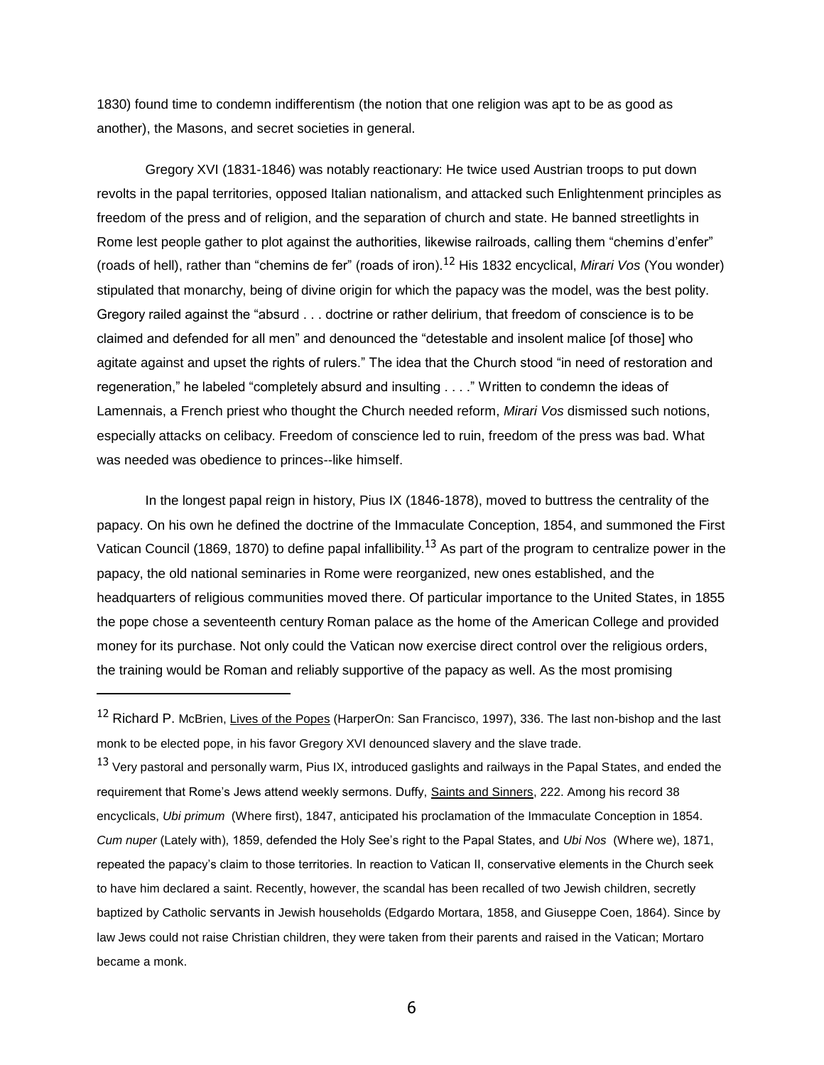1830) found time to condemn indifferentism (the notion that one religion was apt to be as good as another), the Masons, and secret societies in general.

Gregory XVI (1831-1846) was notably reactionary: He twice used Austrian troops to put down revolts in the papal territories, opposed Italian nationalism, and attacked such Enlightenment principles as freedom of the press and of religion, and the separation of church and state. He banned streetlights in Rome lest people gather to plot against the authorities, likewise railroads, calling them "chemins d'enfer" (roads of hell), rather than "chemins de fer" (roads of iron).[12] His 1832 encyclical, *Mirari Vos* (You wonder) stipulated that monarchy, being of divine origin for which the papacy was the model, was the best polity. Gregory railed against the "absurd . . . doctrine or rather delirium, that freedom of conscience is to be claimed and defended for all men" and denounced the "detestable and insolent malice [of those] who agitate against and upset the rights of rulers." The idea that the Church stood "in need of restoration and regeneration," he labeled "completely absurd and insulting . . . ." Written to condemn the ideas of Lamennais, a French priest who thought the Church needed reform, *Mirari Vos* dismissed such notions, especially attacks on celibacy. Freedom of conscience led to ruin, freedom of the press was bad. What was needed was obedience to princes--like himself.

In the longest papal reign in history, Pius IX (1846-1878), moved to buttress the centrality of the papacy. On his own he defined the doctrine of the Immaculate Conception, 1854, and summoned the First Vatican Council (1869, 1870) to define papal infallibility.[13] As part of the program to centralize power in the papacy, the old national seminaries in Rome were reorganized, new ones established, and the headquarters of religious communities moved there. Of particular importance to the United States, in 1855 the pope chose a seventeenth century Roman palace as the home of the American College and provided money for its purchase. Not only could the Vatican now exercise direct control over the religious orders, the training would be Roman and reliably supportive of the papacy as well. As the most promising

---

[12] Richard P. McBrien, Lives of the Popes (HarperOn: San Francisco, 1997), 336. The last non-bishop and the last monk to be elected pope, in his favor Gregory XVI denounced slavery and the slave trade.

[13] Very pastoral and personally warm, Pius IX, introduced gaslights and railways in the Papal States, and ended the requirement that Rome's Jews attend weekly sermons. Duffy, Saints and Sinners, 222. Among his record 38 encyclicals, *Ubi primum* (Where first), 1847, anticipated his proclamation of the Immaculate Conception in 1854. *Cum nuper* (Lately with), 1859, defended the Holy See's right to the Papal States, and *Ubi Nos* (Where we), 1871, repeated the papacy's claim to those territories. In reaction to Vatican II, conservative elements in the Church seek to have him declared a saint. Recently, however, the scandal has been recalled of two Jewish children, secretly baptized by Catholic servants in Jewish households (Edgardo Mortara, 1858, and Giuseppe Coen, 1864). Since by law Jews could not raise Christian children, they were taken from their parents and raised in the Vatican; Mortaro became a monk.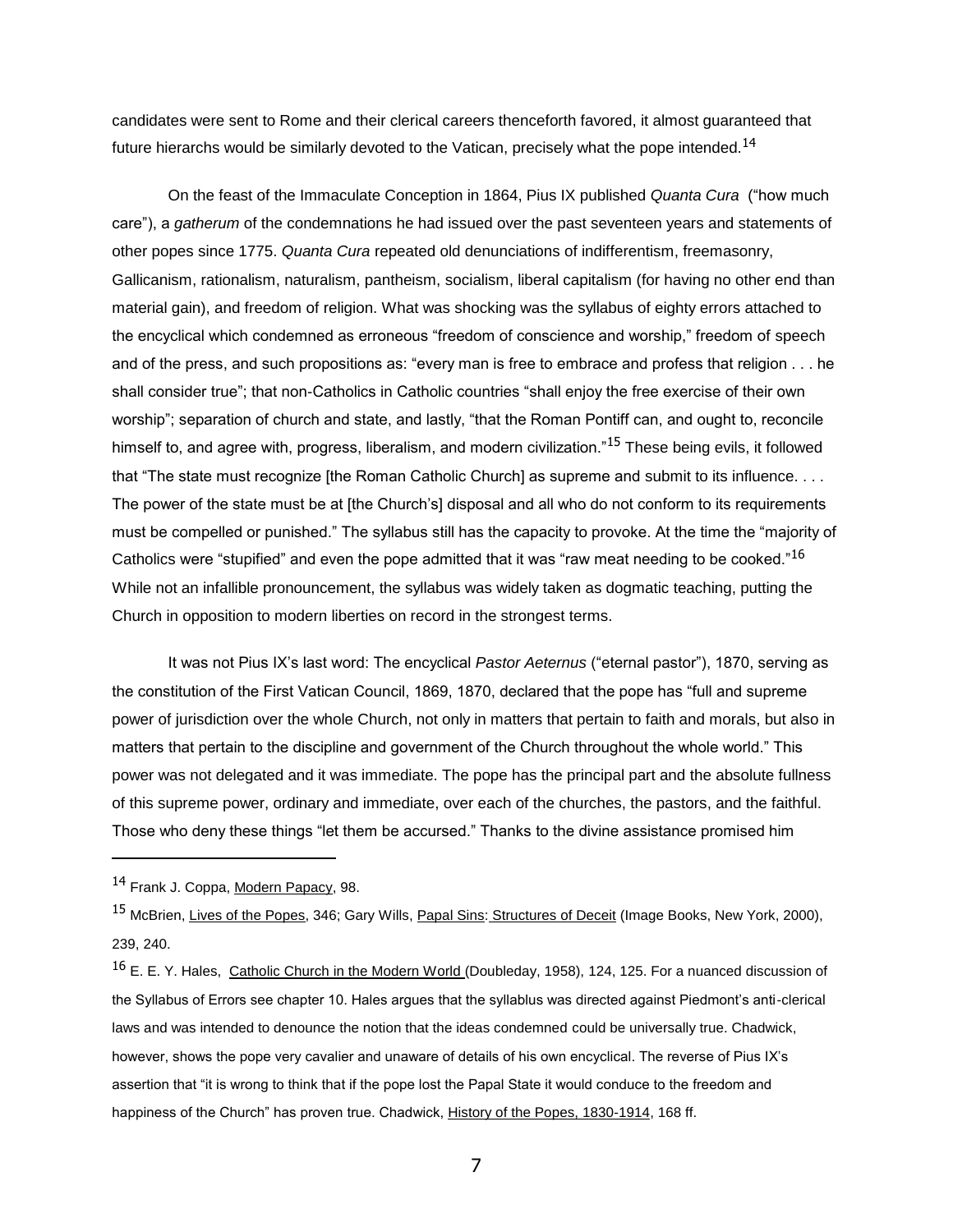candidates were sent to Rome and their clerical careers thenceforth favored, it almost guaranteed that future hierarchs would be similarly devoted to the Vatican, precisely what the pope intended.[14]

On the feast of the Immaculate Conception in 1864, Pius IX published *Quanta Cura* ("how much care"), a *gatherum* of the condemnations he had issued over the past seventeen years and statements of other popes since 1775. *Quanta Cura* repeated old denunciations of indifferentism, freemasonry, Gallicanism, rationalism, naturalism, pantheism, socialism, liberal capitalism (for having no other end than material gain), and freedom of religion. What was shocking was the syllabus of eighty errors attached to the encyclical which condemned as erroneous "freedom of conscience and worship," freedom of speech and of the press, and such propositions as: "every man is free to embrace and profess that religion . . . he shall consider true"; that non-Catholics in Catholic countries "shall enjoy the free exercise of their own worship"; separation of church and state, and lastly, "that the Roman Pontiff can, and ought to, reconcile himself to, and agree with, progress, liberalism, and modern civilization."[15] These being evils, it followed that "The state must recognize [the Roman Catholic Church] as supreme and submit to its influence. . . . The power of the state must be at [the Church's] disposal and all who do not conform to its requirements must be compelled or punished." The syllabus still has the capacity to provoke. At the time the "majority of Catholics were "stupified" and even the pope admitted that it was "raw meat needing to be cooked."[16] While not an infallible pronouncement, the syllabus was widely taken as dogmatic teaching, putting the Church in opposition to modern liberties on record in the strongest terms.

It was not Pius IX's last word: The encyclical *Pastor Aeternus* ("eternal pastor"), 1870, serving as the constitution of the First Vatican Council, 1869, 1870, declared that the pope has "full and supreme power of jurisdiction over the whole Church, not only in matters that pertain to faith and morals, but also in matters that pertain to the discipline and government of the Church throughout the whole world." This power was not delegated and it was immediate. The pope has the principal part and the absolute fullness of this supreme power, ordinary and immediate, over each of the churches, the pastors, and the faithful. Those who deny these things "let them be accursed." Thanks to the divine assistance promised him

---

[14] Frank J. Coppa, Modern Papacy, 98.

[15] McBrien, Lives of the Popes, 346; Gary Wills, Papal Sins: Structures of Deceit (Image Books, New York, 2000), 239, 240.

[16] E. E. Y. Hales, Catholic Church in the Modern World (Doubleday, 1958), 124, 125. For a nuanced discussion of the Syllabus of Errors see chapter 10. Hales argues that the syllablus was directed against Piedmont's anti-clerical laws and was intended to denounce the notion that the ideas condemned could be universally true. Chadwick, however, shows the pope very cavalier and unaware of details of his own encyclical. The reverse of Pius IX's assertion that "it is wrong to think that if the pope lost the Papal State it would conduce to the freedom and happiness of the Church" has proven true. Chadwick, History of the Popes, 1830-1914, 168 ff.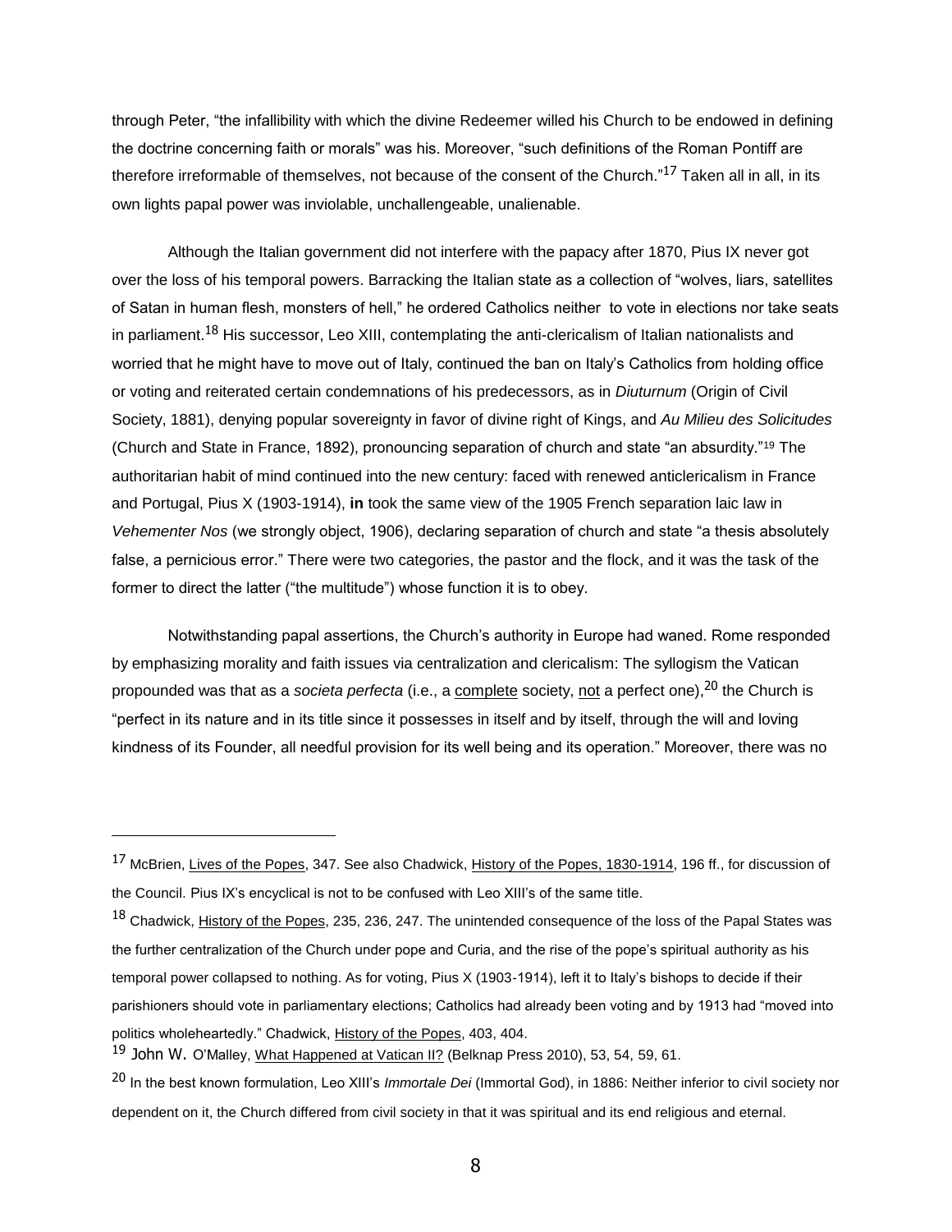through Peter, "the infallibility with which the divine Redeemer willed his Church to be endowed in defining the doctrine concerning faith or morals" was his. Moreover, "such definitions of the Roman Pontiff are therefore irreformable of themselves, not because of the consent of the Church."[17] Taken all in all, in its own lights papal power was inviolable, unchallengeable, unalienable.

Although the Italian government did not interfere with the papacy after 1870, Pius IX never got over the loss of his temporal powers. Barracking the Italian state as a collection of "wolves, liars, satellites of Satan in human flesh, monsters of hell," he ordered Catholics neither to vote in elections nor take seats in parliament.[18] His successor, Leo XIII, contemplating the anti-clericalism of Italian nationalists and worried that he might have to move out of Italy, continued the ban on Italy's Catholics from holding office or voting and reiterated certain condemnations of his predecessors, as in *Diuturnum* (Origin of Civil Society, 1881), denying popular sovereignty in favor of divine right of Kings, and *Au Milieu des Solicitudes* (Church and State in France, 1892), pronouncing separation of church and state "an absurdity."[19] The authoritarian habit of mind continued into the new century: faced with renewed anticlericalism in France and Portugal, Pius X (1903-1914), **in** took the same view of the 1905 French separation laic law in *Vehementer Nos* (we strongly object, 1906), declaring separation of church and state "a thesis absolutely false, a pernicious error." There were two categories, the pastor and the flock, and it was the task of the former to direct the latter ("the multitude") whose function it is to obey.

Notwithstanding papal assertions, the Church's authority in Europe had waned. Rome responded by emphasizing morality and faith issues via centralization and clericalism: The syllogism the Vatican propounded was that as a *societa perfecta* (i.e., a complete society, not a perfect one),[20] the Church is "perfect in its nature and in its title since it possesses in itself and by itself, through the will and loving kindness of its Founder, all needful provision for its well being and its operation." Moreover, there was no

---

[17] McBrien, Lives of the Popes, 347. See also Chadwick, History of the Popes, 1830-1914, 196 ff., for discussion of the Council. Pius IX's encyclical is not to be confused with Leo XIII's of the same title.

[18] Chadwick, History of the Popes, 235, 236, 247. The unintended consequence of the loss of the Papal States was the further centralization of the Church under pope and Curia, and the rise of the pope's spiritual authority as his temporal power collapsed to nothing. As for voting, Pius X (1903-1914), left it to Italy's bishops to decide if their parishioners should vote in parliamentary elections; Catholics had already been voting and by 1913 had "moved into politics wholeheartedly." Chadwick, History of the Popes, 403, 404.

[19] John W. O'Malley, What Happened at Vatican II? (Belknap Press 2010), 53, 54, 59, 61.

[20] In the best known formulation, Leo XIII's *Immortale Dei* (Immortal God), in 1886: Neither inferior to civil society nor dependent on it, the Church differed from civil society in that it was spiritual and its end religious and eternal.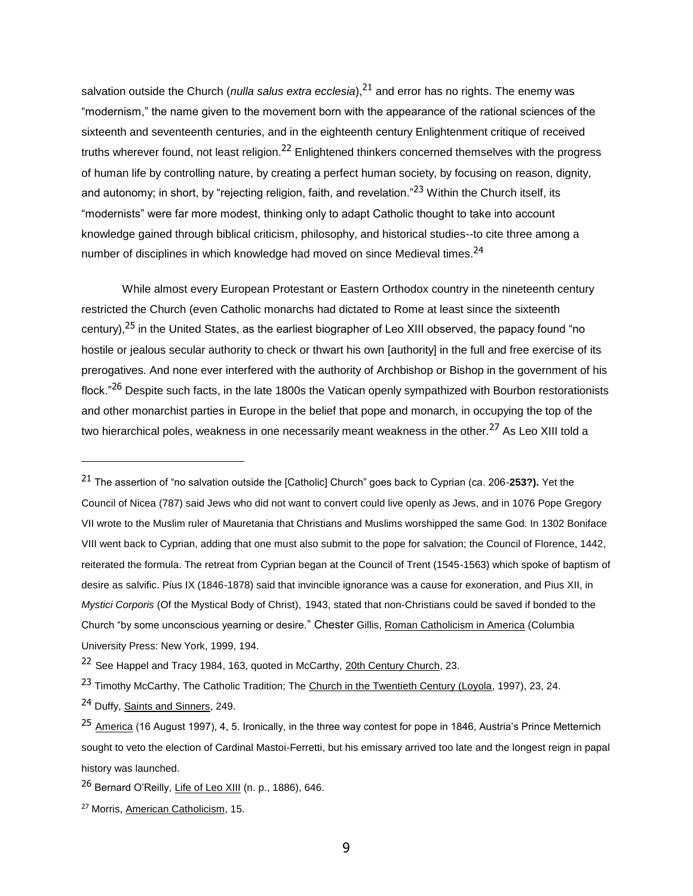salvation outside the Church (*nulla salus extra ecclesia*),[21] and error has no rights. The enemy was "modernism," the name given to the movement born with the appearance of the rational sciences of the sixteenth and seventeenth centuries, and in the eighteenth century Enlightenment critique of received truths wherever found, not least religion.[22] Enlightened thinkers concerned themselves with the progress of human life by controlling nature, by creating a perfect human society, by focusing on reason, dignity, and autonomy; in short, by "rejecting religion, faith, and revelation."[23] Within the Church itself, its "modernists" were far more modest, thinking only to adapt Catholic thought to take into account knowledge gained through biblical criticism, philosophy, and historical studies--to cite three among a number of disciplines in which knowledge had moved on since Medieval times.[24]

While almost every European Protestant or Eastern Orthodox country in the nineteenth century restricted the Church (even Catholic monarchs had dictated to Rome at least since the sixteenth century),[25] in the United States, as the earliest biographer of Leo XIII observed, the papacy found "no hostile or jealous secular authority to check or thwart his own [authority] in the full and free exercise of its prerogatives. And none ever interfered with the authority of Archbishop or Bishop in the government of his flock."[26] Despite such facts, in the late 1800s the Vatican openly sympathized with Bourbon restorationists and other monarchist parties in Europe in the belief that pope and monarch, in occupying the top of the two hierarchical poles, weakness in one necessarily meant weakness in the other.[27] As Leo XIII told a

---

[21] The assertion of "no salvation outside the [Catholic] Church" goes back to Cyprian (ca. 206-**253?).** Yet the Council of Nicea (787) said Jews who did not want to convert could live openly as Jews, and in 1076 Pope Gregory VII wrote to the Muslim ruler of Mauretania that Christians and Muslims worshipped the same God. In 1302 Boniface VIII went back to Cyprian, adding that one must also submit to the pope for salvation; the Council of Florence, 1442, reiterated the formula. The retreat from Cyprian began at the Council of Trent (1545-1563) which spoke of baptism of desire as salvific. Pius IX (1846-1878) said that invincible ignorance was a cause for exoneration, and Pius XII, in *Mystici Corporis* (Of the Mystical Body of Christ), 1943, stated that non-Christians could be saved if bonded to the Church "by some unconscious yearning or desire." Chester Gillis, Roman Catholicism in America (Columbia University Press: New York, 1999, 194.

[22] See Happel and Tracy 1984, 163, quoted in McCarthy, 20th Century Church, 23.

[23] Timothy McCarthy, The Catholic Tradition; The Church in the Twentieth Century (Loyola, 1997), 23, 24.

[24] Duffy, Saints and Sinners, 249.

[25] America (16 August 1997), 4, 5. Ironically, in the three way contest for pope in 1846, Austria's Prince Metternich sought to veto the election of Cardinal Mastoi-Ferretti, but his emissary arrived too late and the longest reign in papal history was launched.

[26] Bernard O'Reilly, Life of Leo XIII (n. p., 1886), 646.

[27] Morris, American Catholicism, 15.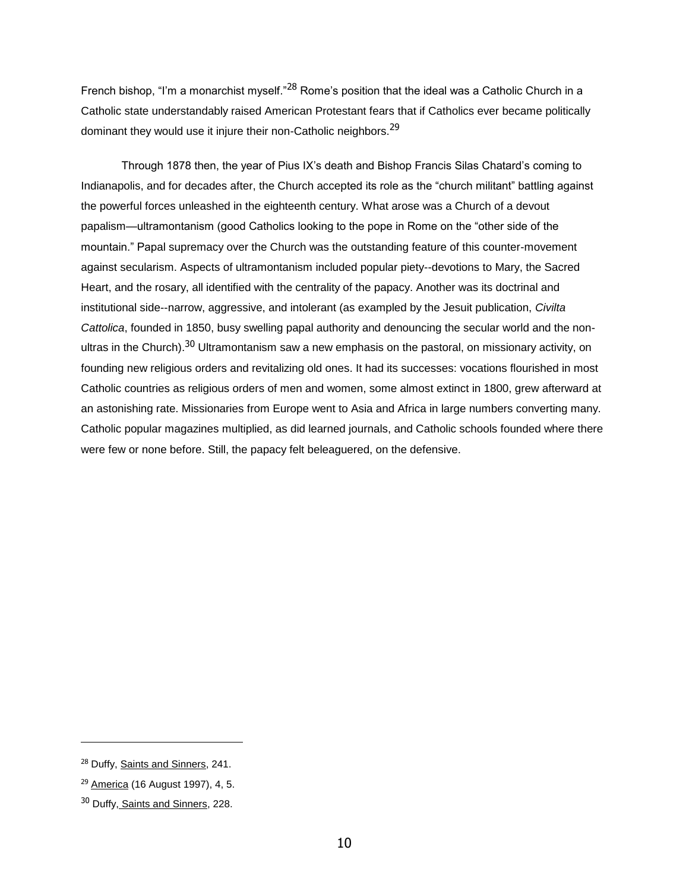French bishop, "I'm a monarchist myself."[28] Rome's position that the ideal was a Catholic Church in a Catholic state understandably raised American Protestant fears that if Catholics ever became politically dominant they would use it injure their non-Catholic neighbors.[29]

Through 1878 then, the year of Pius IX's death and Bishop Francis Silas Chatard's coming to Indianapolis, and for decades after, the Church accepted its role as the "church militant" battling against the powerful forces unleashed in the eighteenth century. What arose was a Church of a devout papalism—ultramontanism (good Catholics looking to the pope in Rome on the "other side of the mountain." Papal supremacy over the Church was the outstanding feature of this counter-movement against secularism. Aspects of ultramontanism included popular piety--devotions to Mary, the Sacred Heart, and the rosary, all identified with the centrality of the papacy. Another was its doctrinal and institutional side--narrow, aggressive, and intolerant (as exampled by the Jesuit publication, *Civilta Cattolica*, founded in 1850, busy swelling papal authority and denouncing the secular world and the non-ultras in the Church).[30] Ultramontanism saw a new emphasis on the pastoral, on missionary activity, on founding new religious orders and revitalizing old ones. It had its successes: vocations flourished in most Catholic countries as religious orders of men and women, some almost extinct in 1800, grew afterward at an astonishing rate. Missionaries from Europe went to Asia and Africa in large numbers converting many. Catholic popular magazines multiplied, as did learned journals, and Catholic schools founded where there were few or none before. Still, the papacy felt beleaguered, on the defensive.

---

[28] Duffy, Saints and Sinners, 241.

[29] America (16 August 1997), 4, 5.

[30] Duffy, Saints and Sinners, 228.